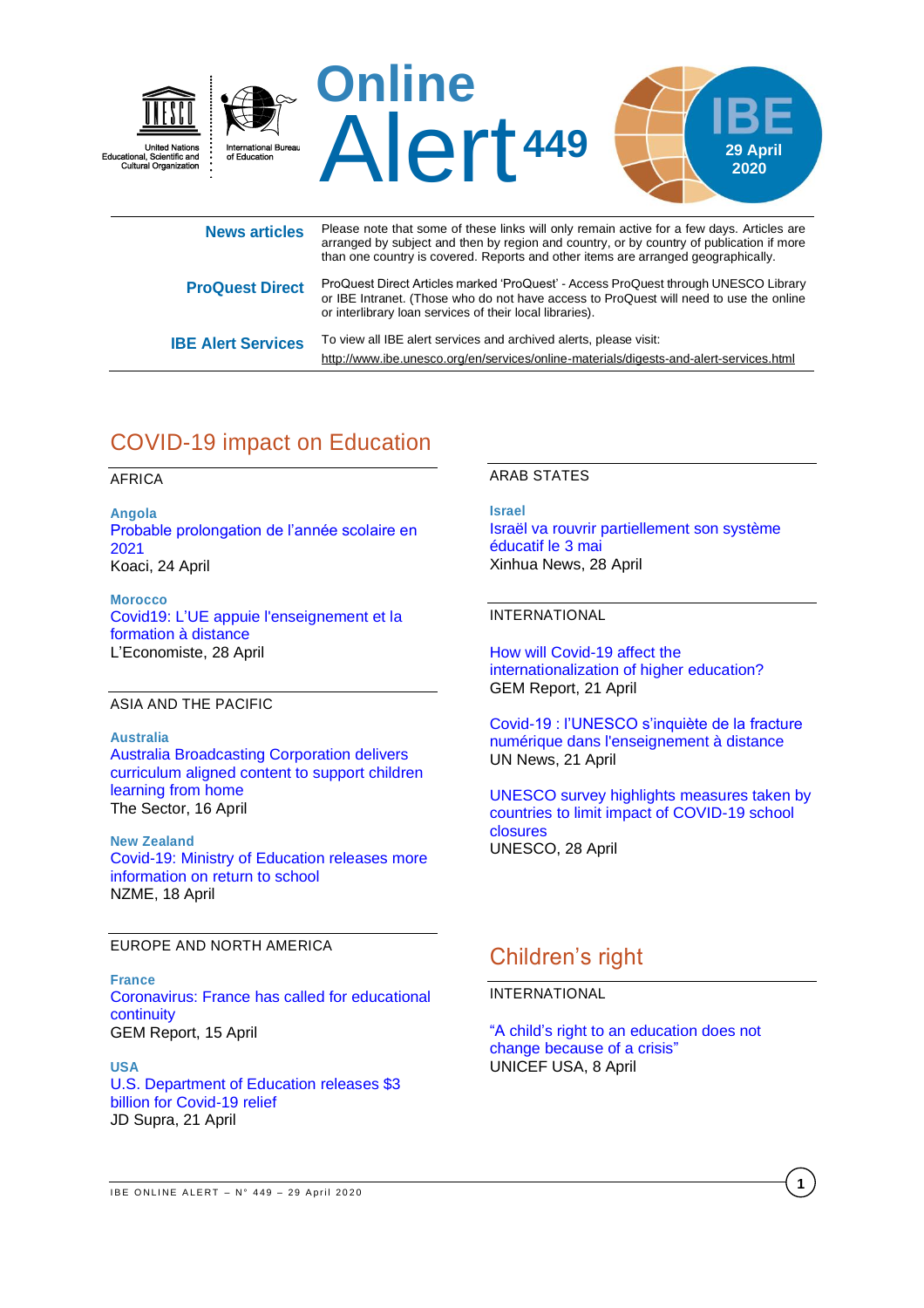# Online Alert 449

**IBE 29 April 2020**

United Nations Educational, Scientific and Cultural Organization

International Bureau of Education

| | |
|---|---|
| **News articles** | Please note that some of these links will only remain active for a few days. Articles are arranged by subject and then by region and country, or by country of publication if more than one country is covered. Reports and other items are arranged geographically. |
| **ProQuest Direct** | ProQuest Direct Articles marked 'ProQuest' - Access ProQuest through UNESCO Library or IBE Intranet. (Those who do not have access to ProQuest will need to use the online or interlibrary loan services of their local libraries). |
| **IBE Alert Services** | To view all IBE alert services and archived alerts, please visit: http://www.ibe.unesco.org/en/services/online-materials/digests-and-alert-services.html |

## COVID-19 impact on Education

### AFRICA

**Angola**
Probable prolongation de l'année scolaire en 2021
Koaci, 24 April

**Morocco**
Covid19: L'UE appuie l'enseignement et la formation à distance
L'Economiste, 28 April

### ASIA AND THE PACIFIC

**Australia**
Australia Broadcasting Corporation delivers curriculum aligned content to support children learning from home
The Sector, 16 April

**New Zealand**
Covid-19: Ministry of Education releases more information on return to school
NZME, 18 April

### EUROPE AND NORTH AMERICA

**France**
Coronavirus: France has called for educational continuity
GEM Report, 15 April

**USA**
U.S. Department of Education releases $3 billion for Covid-19 relief
JD Supra, 21 April

### ARAB STATES

**Israel**
Israël va rouvrir partiellement son système éducatif le 3 mai
Xinhua News, 28 April

### INTERNATIONAL

How will Covid-19 affect the internationalization of higher education?
GEM Report, 21 April

Covid-19 : l'UNESCO s'inquiète de la fracture numérique dans l'enseignement à distance
UN News, 21 April

UNESCO survey highlights measures taken by countries to limit impact of COVID-19 school closures
UNESCO, 28 April

## Children's right

### INTERNATIONAL

"A child's right to an education does not change because of a crisis"
UNICEF USA, 8 April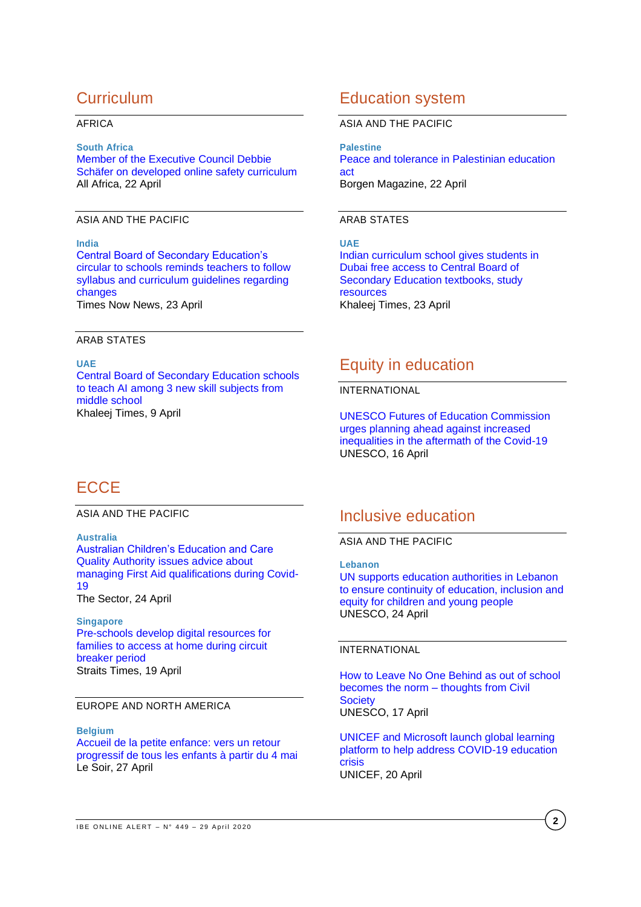## Curriculum

AFRICA

**South Africa**
Member of the Executive Council Debbie Schäfer on developed online safety curriculum
All Africa, 22 April

ASIA AND THE PACIFIC

**India**
Central Board of Secondary Education's circular to schools reminds teachers to follow syllabus and curriculum guidelines regarding changes
Times Now News, 23 April

ARAB STATES

**UAE**
Central Board of Secondary Education schools to teach AI among 3 new skill subjects from middle school
Khaleej Times, 9 April

## ECCE

ASIA AND THE PACIFIC

**Australia**
Australian Children's Education and Care Quality Authority issues advice about managing First Aid qualifications during Covid-19
The Sector, 24 April

**Singapore**
Pre-schools develop digital resources for families to access at home during circuit breaker period
Straits Times, 19 April

EUROPE AND NORTH AMERICA

**Belgium**
Accueil de la petite enfance: vers un retour progressif de tous les enfants à partir du 4 mai
Le Soir, 27 April

## Education system

ASIA AND THE PACIFIC

**Palestine**
Peace and tolerance in Palestinian education act
Borgen Magazine, 22 April

ARAB STATES

**UAE**
Indian curriculum school gives students in Dubai free access to Central Board of Secondary Education textbooks, study resources
Khaleej Times, 23 April

## Equity in education

INTERNATIONAL

UNESCO Futures of Education Commission urges planning ahead against increased inequalities in the aftermath of the Covid-19
UNESCO, 16 April

## Inclusive education

ASIA AND THE PACIFIC

**Lebanon**
UN supports education authorities in Lebanon to ensure continuity of education, inclusion and equity for children and young people
UNESCO, 24 April

INTERNATIONAL

How to Leave No One Behind as out of school becomes the norm – thoughts from Civil Society
UNESCO, 17 April

UNICEF and Microsoft launch global learning platform to help address COVID-19 education crisis
UNICEF, 20 April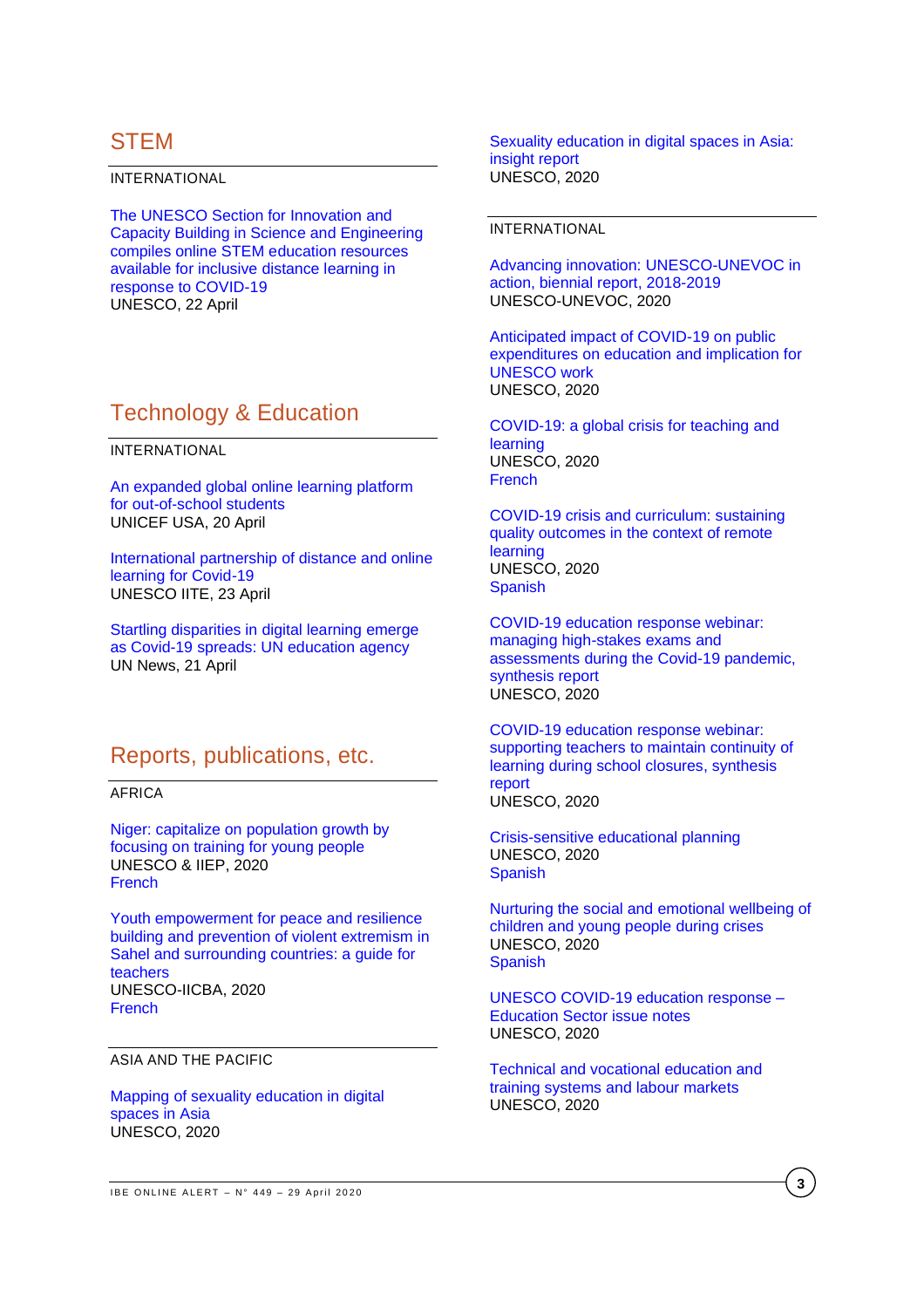## STEM

INTERNATIONAL

The UNESCO Section for Innovation and Capacity Building in Science and Engineering compiles online STEM education resources available for inclusive distance learning in response to COVID-19
UNESCO, 22 April

## Technology & Education

INTERNATIONAL

An expanded global online learning platform for out-of-school students
UNICEF USA, 20 April

International partnership of distance and online learning for Covid-19
UNESCO IITE, 23 April

Startling disparities in digital learning emerge as Covid-19 spreads: UN education agency
UN News, 21 April

## Reports, publications, etc.

AFRICA

Niger: capitalize on population growth by focusing on training for young people
UNESCO & IIEP, 2020
French

Youth empowerment for peace and resilience building and prevention of violent extremism in Sahel and surrounding countries: a guide for teachers
UNESCO-IICBA, 2020
French

ASIA AND THE PACIFIC

Mapping of sexuality education in digital spaces in Asia
UNESCO, 2020

Sexuality education in digital spaces in Asia: insight report
UNESCO, 2020

INTERNATIONAL

Advancing innovation: UNESCO-UNEVOC in action, biennial report, 2018-2019
UNESCO-UNEVOC, 2020

Anticipated impact of COVID-19 on public expenditures on education and implication for UNESCO work
UNESCO, 2020

COVID-19: a global crisis for teaching and learning
UNESCO, 2020
French

COVID-19 crisis and curriculum: sustaining quality outcomes in the context of remote learning
UNESCO, 2020
Spanish

COVID-19 education response webinar: managing high-stakes exams and assessments during the Covid-19 pandemic, synthesis report
UNESCO, 2020

COVID-19 education response webinar: supporting teachers to maintain continuity of learning during school closures, synthesis report
UNESCO, 2020

Crisis-sensitive educational planning
UNESCO, 2020
Spanish

Nurturing the social and emotional wellbeing of children and young people during crises
UNESCO, 2020
Spanish

UNESCO COVID-19 education response – Education Sector issue notes
UNESCO, 2020

Technical and vocational education and training systems and labour markets
UNESCO, 2020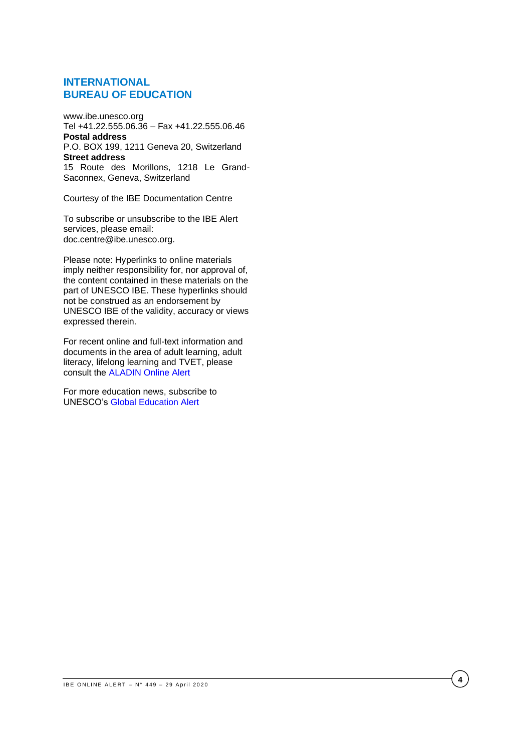## INTERNATIONAL BUREAU OF EDUCATION

www.ibe.unesco.org
Tel +41.22.555.06.36 – Fax +41.22.555.06.46
**Postal address**
P.O. BOX 199, 1211 Geneva 20, Switzerland
**Street address**
15 Route des Morillons, 1218 Le Grand-Saconnex, Geneva, Switzerland

Courtesy of the IBE Documentation Centre

To subscribe or unsubscribe to the IBE Alert services, please email: doc.centre@ibe.unesco.org.

Please note: Hyperlinks to online materials imply neither responsibility for, nor approval of, the content contained in these materials on the part of UNESCO IBE. These hyperlinks should not be construed as an endorsement by UNESCO IBE of the validity, accuracy or views expressed therein.

For recent online and full-text information and documents in the area of adult learning, adult literacy, lifelong learning and TVET, please consult the ALADIN Online Alert

For more education news, subscribe to UNESCO's Global Education Alert